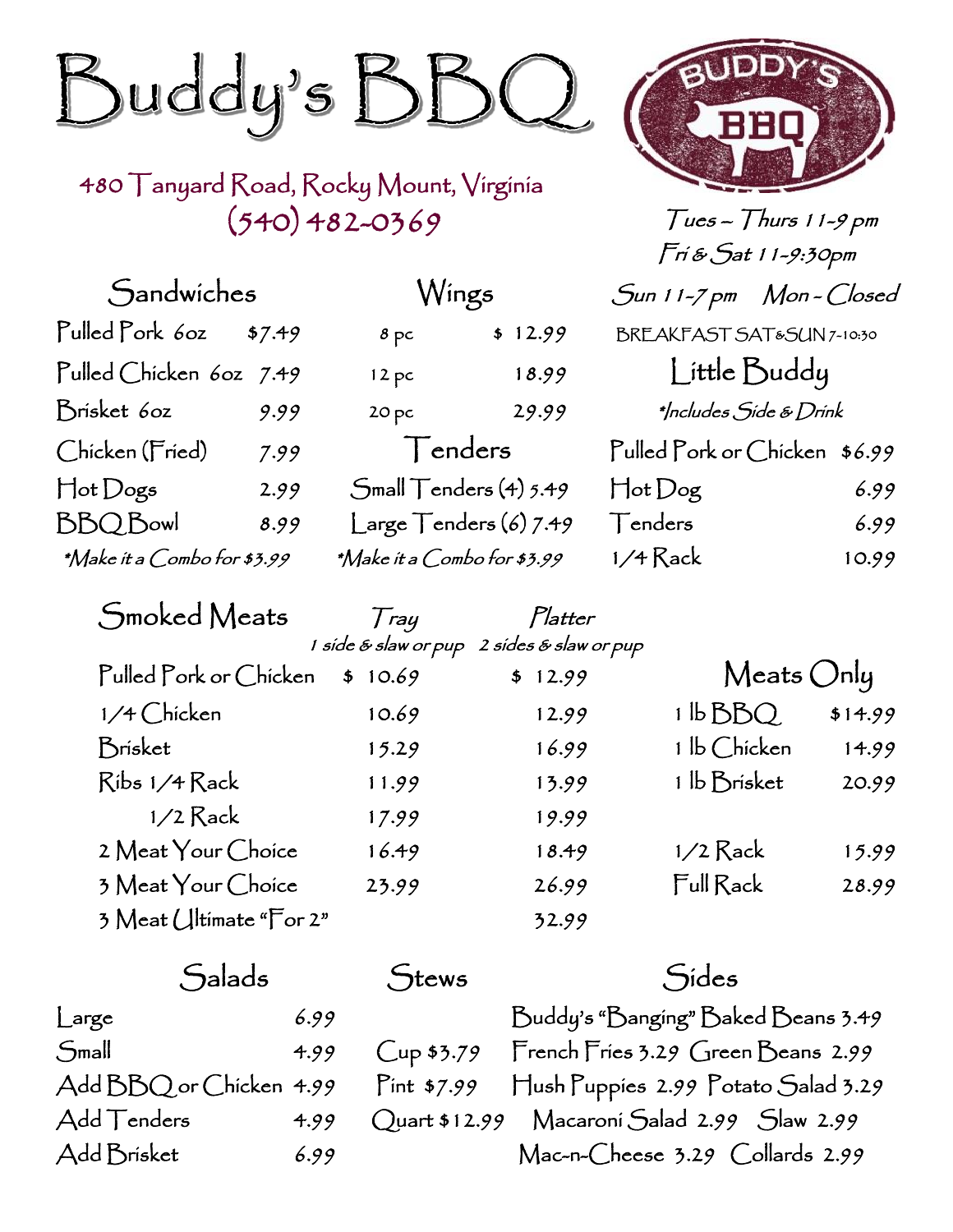# Buddy's BBQ

480 Tanyard Road, Rocky Mount, Virginia
(540) 482-0369

BUDDY'S BBQ

*Tues – Thurs 11-9 pm*
*Fri & Sat 11-9:30pm*
*Sun 11-7 pm   Mon - Closed*

BREAKFAST SAT&SUN 7-10:30

## Sandwiches

| Item | Price |
|---|---|
| Pulled Pork 6oz | $7.49 |
| Pulled Chicken 6oz | 7.49 |
| Brisket 6oz | 9.99 |
| Chicken (Fried) | 7.99 |
| Hot Dogs | 2.99 |
| BBQ Bowl | 8.99 |

*\*Make it a Combo for $3.99*

## Wings

| Item | Price |
|---|---|
| 8 pc | $ 12.99 |
| 12 pc | 18.99 |
| 20 pc | 29.99 |

## Tenders

| Item | Price |
|---|---|
| Small Tenders (4) | 5.49 |
| Large Tenders (6) | 7.49 |

*\*Make it a Combo for $3.99*

## Little Buddy

*\*Includes Side & Drink*

| Item | Price |
|---|---|
| Pulled Pork or Chicken | $6.99 |
| Hot Dog | 6.99 |
| Tenders | 6.99 |
| 1/4 Rack | 10.99 |

## Smoked Meats

| Item | Tray (1 side & slaw or pup) | Platter (2 sides & slaw or pup) |
|---|---|---|
| Pulled Pork or Chicken | $ 10.69 | $ 12.99 |
| 1/4 Chicken | 10.69 | 12.99 |
| Brisket | 15.29 | 16.99 |
| Ribs 1/4 Rack | 11.99 | 13.99 |
| 1/2 Rack | 17.99 | 19.99 |
| 2 Meat Your Choice | 16.49 | 18.49 |
| 3 Meat Your Choice | 23.99 | 26.99 |
| 3 Meat Ultimate "For 2" | | 32.99 |

## Meats Only

| Item | Price |
|---|---|
| 1 lb BBQ | $14.99 |
| 1 lb Chicken | 14.99 |
| 1 lb Brisket | 20.99 |
| 1/2 Rack | 15.99 |
| Full Rack | 28.99 |

## Salads

| Item | Price |
|---|---|
| Large | 6.99 |
| Small | 4.99 |
| Add BBQ or Chicken | 4.99 |
| Add Tenders | 4.99 |
| Add Brisket | 6.99 |

## Stews

| Item | Price |
|---|---|
| Cup | $3.79 |
| Pint | $7.99 |
| Quart | $12.99 |

## Sides

| Item | Price |
|---|---|
| Buddy's "Banging" Baked Beans | 3.49 |
| French Fries | 3.29 |
| Green Beans | 2.99 |
| Hush Puppies | 2.99 |
| Potato Salad | 3.29 |
| Macaroni Salad | 2.99 |
| Slaw | 2.99 |
| Mac-n-Cheese | 3.29 |
| Collards | 2.99 |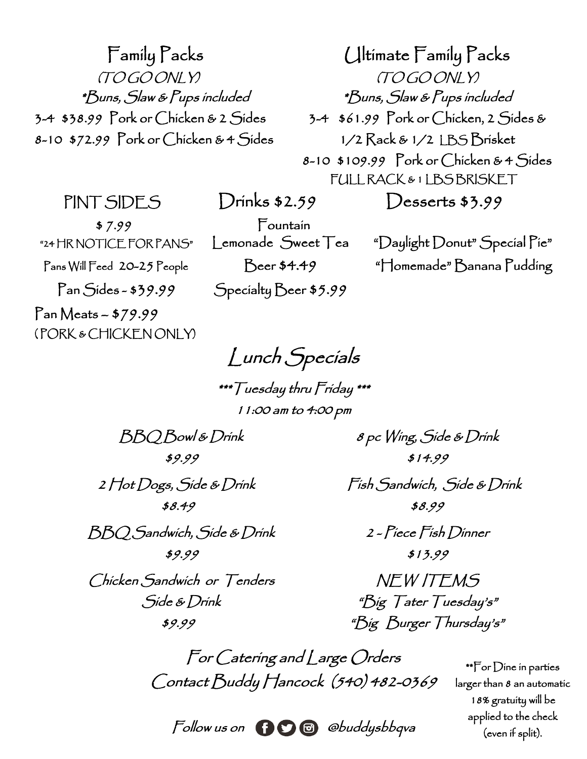## Family Packs

*(TO GO ONLY)*

**Buns, Slaw & Pups included*

3-4 $38.99 Pork or Chicken & 2 Sides

8-10 $72.99 Pork or Chicken & 4 Sides

## Ultimate Family Packs

*(TO GO ONLY)*

**Buns, Slaw & Pups included*

3-4 $61.99 Pork or Chicken, 2 Sides & 1/2 Rack & 1/2 LBS Brisket

8-10 $109.99 Pork or Chicken & 4 Sides FULL RACK & 1 LBS BRISKET

## PINT SIDES

$ 7.99

"24 HR NOTICE FOR PANS"

Pans Will Feed 20-25 People

Pan Sides - $39.99

Pan Meats – $79.99

(PORK & CHICKEN ONLY)

## Drinks $2.59

Fountain

Lemonade Sweet Tea

Beer $4.49

Specialty Beer $5.99

## Desserts $3.99

"Daylight Donut" Special Pie"

"Homemade" Banana Pudding

## *Lunch Specials*

****Tuesday thru Friday ****

*11:00 am to 4:00 pm*

*BBQ Bowl & Drink*

*$9.99*

*2 Hot Dogs, Side & Drink*

*$8.49*

*BBQ Sandwich, Side & Drink*

*$9.99*

*Chicken Sandwich or Tenders Side & Drink*

*$9.99*

*8 pc Wing, Side & Drink*

*$14.99*

*Fish Sandwich, Side & Drink*

*$8.99*

*2 - Piece Fish Dinner*

*$13.99*

*NEW ITEMS*

*"Big Tater Tuesday's"*

*"Big Burger Thursday's"*

*For Catering and Large Orders*

*Contact Buddy Hancock (540) 482-0369*

*Follow us on @buddysbbqva*

**For Dine in parties larger than 8 an automatic 18% gratuity will be applied to the check (even if split).